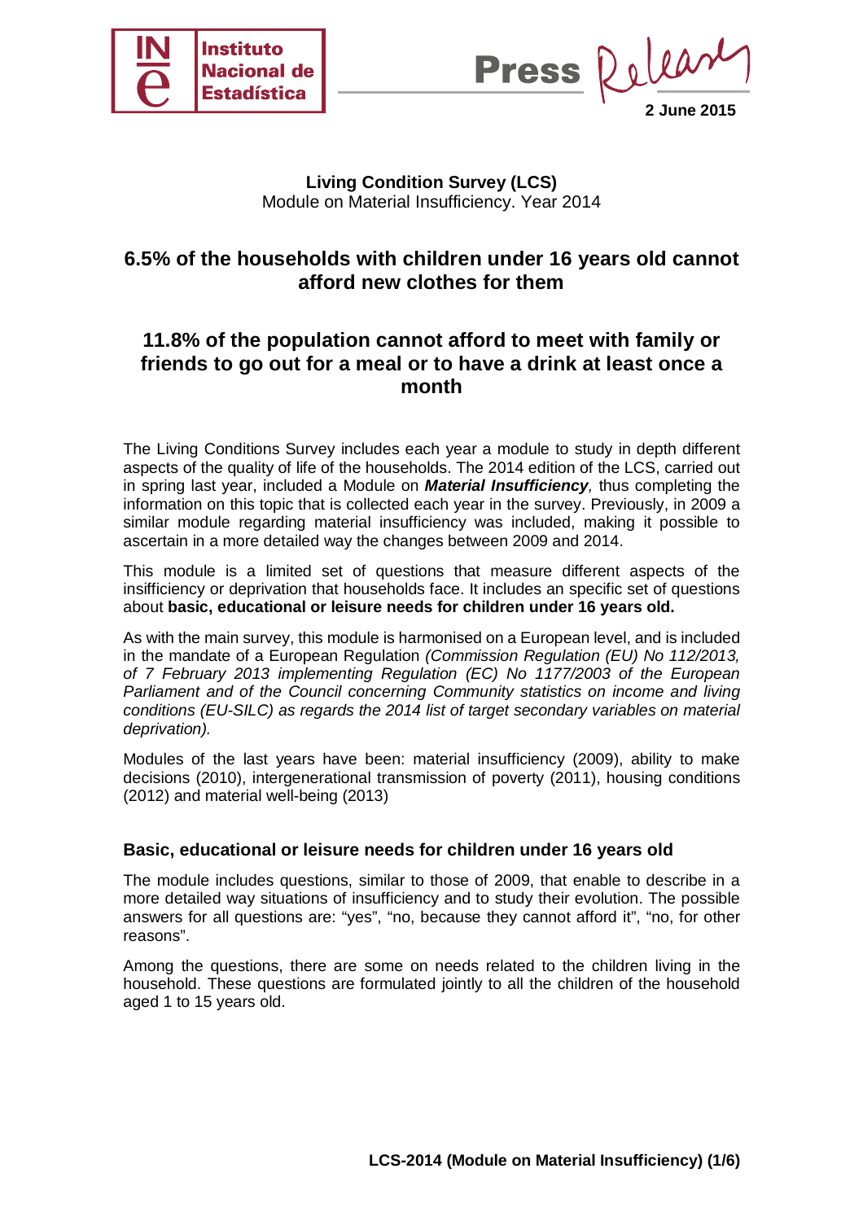Instituto Nacional de Estadística

Press Release

2 June 2015

**Living Condition Survey (LCS)**
Module on Material Insufficiency. Year 2014

## 6.5% of the households with children under 16 years old cannot afford new clothes for them

## 11.8% of the population cannot afford to meet with family or friends to go out for a meal or to have a drink at least once a month

The Living Conditions Survey includes each year a module to study in depth different aspects of the quality of life of the households. The 2014 edition of the LCS, carried out in spring last year, included a Module on ***Material Insufficiency**,* thus completing the information on this topic that is collected each year in the survey. Previously, in 2009 a similar module regarding material insufficiency was included, making it possible to ascertain in a more detailed way the changes between 2009 and 2014.

This module is a limited set of questions that measure different aspects of the insifficiency or deprivation that households face. It includes an specific set of questions about **basic, educational or leisure needs for children under 16 years old.**

As with the main survey, this module is harmonised on a European level, and is included in the mandate of a European Regulation *(Commission Regulation (EU) No 112/2013, of 7 February 2013 implementing Regulation (EC) No 1177/2003 of the European Parliament and of the Council concerning Community statistics on income and living conditions (EU-SILC) as regards the 2014 list of target secondary variables on material deprivation).*

Modules of the last years have been: material insufficiency (2009), ability to make decisions (2010), intergenerational transmission of poverty (2011), housing conditions (2012) and material well-being (2013)

### Basic, educational or leisure needs for children under 16 years old

The module includes questions, similar to those of 2009, that enable to describe in a more detailed way situations of insufficiency and to study their evolution. The possible answers for all questions are: "yes", "no, because they cannot afford it", "no, for other reasons".

Among the questions, there are some on needs related to the children living in the household. These questions are formulated jointly to all the children of the household aged 1 to 15 years old.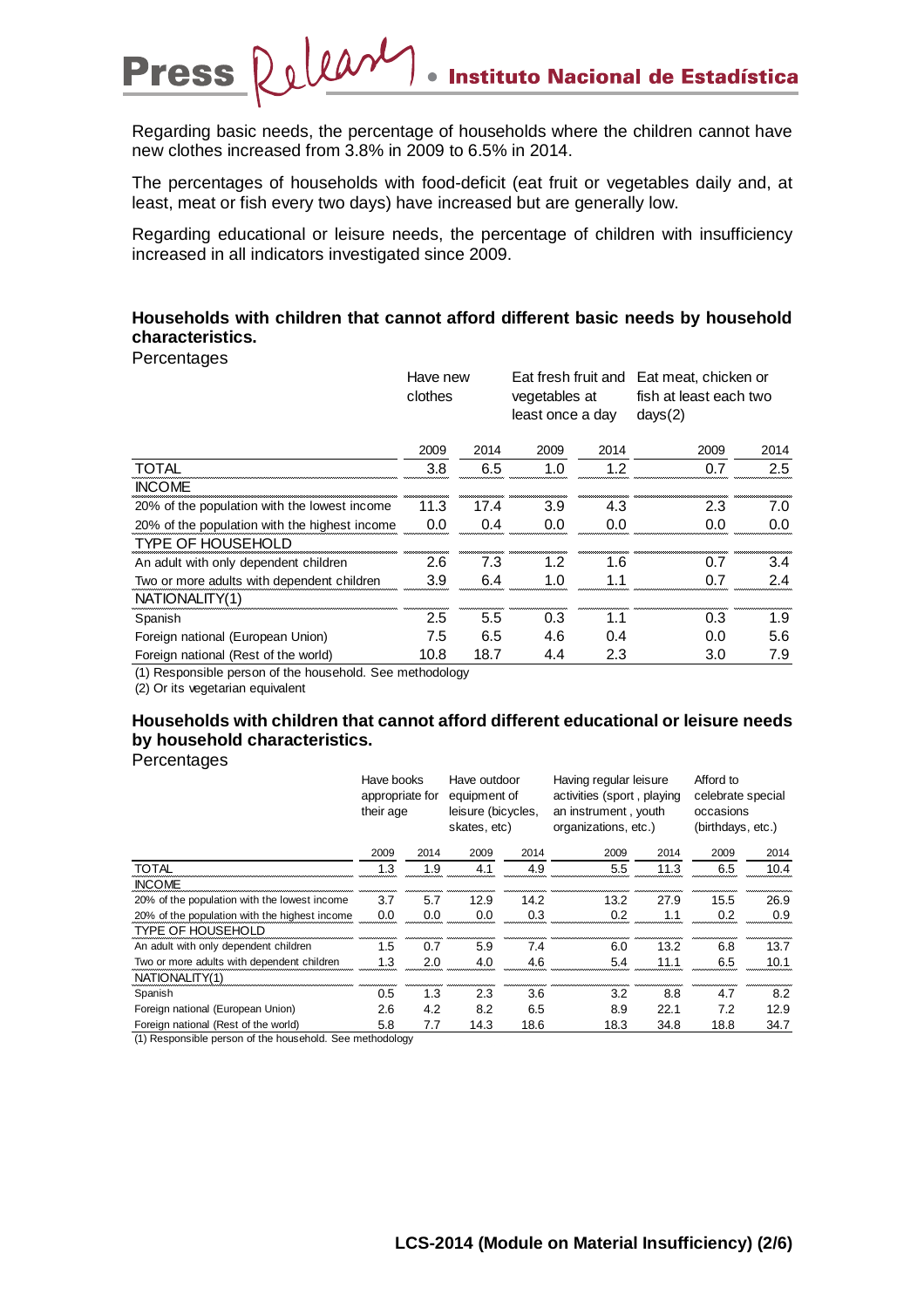Regarding basic needs, the percentage of households where the children cannot have new clothes increased from 3.8% in 2009 to 6.5% in 2014.

The percentages of households with food-deficit (eat fruit or vegetables daily and, at least, meat or fish every two days) have increased but are generally low.

Regarding educational or leisure needs, the percentage of children with insufficiency increased in all indicators investigated since 2009.

**Households with children that cannot afford different basic needs by household characteristics.**

Percentages

| | Have new clothes | | Eat fresh fruit and vegetables at least once a day | | Eat meat, chicken or fish at least each two days(2) | |
|---|---|---|---|---|---|---|
| | 2009 | 2014 | 2009 | 2014 | 2009 | 2014 |
| TOTAL | 3.8 | 6.5 | 1.0 | 1.2 | 0.7 | 2.5 |
| INCOME | | | | | | |
| 20% of the population with the lowest income | 11.3 | 17.4 | 3.9 | 4.3 | 2.3 | 7.0 |
| 20% of the population with the highest income | 0.0 | 0.4 | 0.0 | 0.0 | 0.0 | 0.0 |
| TYPE OF HOUSEHOLD | | | | | | |
| An adult with only dependent children | 2.6 | 7.3 | 1.2 | 1.6 | 0.7 | 3.4 |
| Two or more adults with dependent children | 3.9 | 6.4 | 1.0 | 1.1 | 0.7 | 2.4 |
| NATIONALITY(1) | | | | | | |
| Spanish | 2.5 | 5.5 | 0.3 | 1.1 | 0.3 | 1.9 |
| Foreign national (European Union) | 7.5 | 6.5 | 4.6 | 0.4 | 0.0 | 5.6 |
| Foreign national (Rest of the world) | 10.8 | 18.7 | 4.4 | 2.3 | 3.0 | 7.9 |

(1) Responsible person of the household. See methodology

(2) Or its vegetarian equivalent

**Households with children that cannot afford different educational or leisure needs by household characteristics.**

Percentages

| | Have books appropriate for their age | | Have outdoor equipment of leisure (bicycles, skates, etc) | | Having regular leisure activities (sport , playing an instrument , youth organizations, etc.) | | Afford to celebrate special occasions (birthdays, etc.) | |
|---|---|---|---|---|---|---|---|---|
| | 2009 | 2014 | 2009 | 2014 | 2009 | 2014 | 2009 | 2014 |
| TOTAL | 1.3 | 1.9 | 4.1 | 4.9 | 5.5 | 11.3 | 6.5 | 10.4 |
| INCOME | | | | | | | | |
| 20% of the population with the lowest income | 3.7 | 5.7 | 12.9 | 14.2 | 13.2 | 27.9 | 15.5 | 26.9 |
| 20% of the population with the highest income | 0.0 | 0.0 | 0.0 | 0.3 | 0.2 | 1.1 | 0.2 | 0.9 |
| TYPE OF HOUSEHOLD | | | | | | | | |
| An adult with only dependent children | 1.5 | 0.7 | 5.9 | 7.4 | 6.0 | 13.2 | 6.8 | 13.7 |
| Two or more adults with dependent children | 1.3 | 2.0 | 4.0 | 4.6 | 5.4 | 11.1 | 6.5 | 10.1 |
| NATIONALITY(1) | | | | | | | | |
| Spanish | 0.5 | 1.3 | 2.3 | 3.6 | 3.2 | 8.8 | 4.7 | 8.2 |
| Foreign national (European Union) | 2.6 | 4.2 | 8.2 | 6.5 | 8.9 | 22.1 | 7.2 | 12.9 |
| Foreign national (Rest of the world) | 5.8 | 7.7 | 14.3 | 18.6 | 18.3 | 34.8 | 18.8 | 34.7 |

(1) Responsible person of the household. See methodology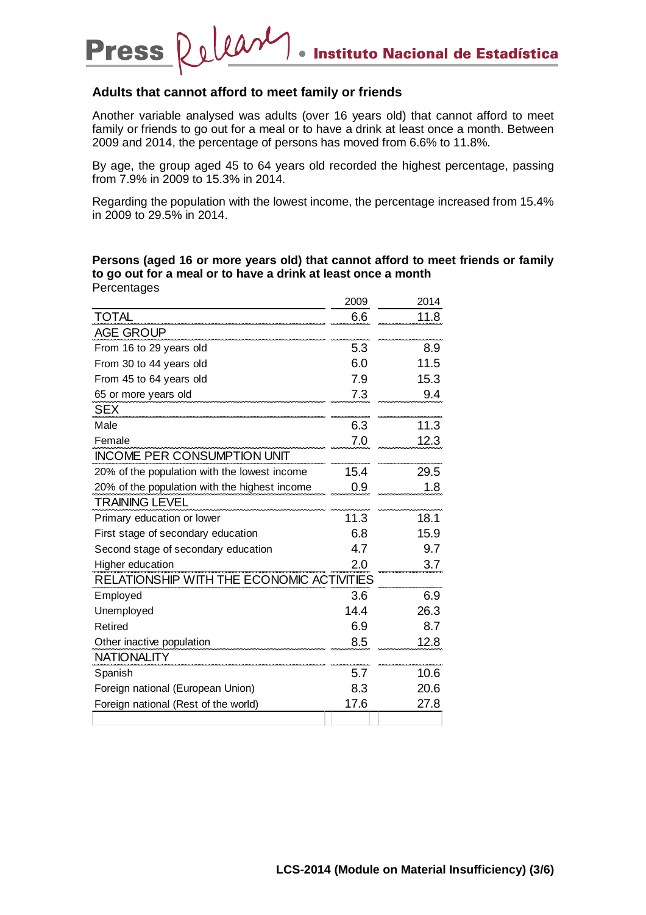## Adults that cannot afford to meet family or friends

Another variable analysed was adults (over 16 years old) that cannot afford to meet family or friends to go out for a meal or to have a drink at least once a month. Between 2009 and 2014, the percentage of persons has moved from 6.6% to 11.8%.

By age, the group aged 45 to 64 years old recorded the highest percentage, passing from 7.9% in 2009 to 15.3% in 2014.

Regarding the population with the lowest income, the percentage increased from 15.4% in 2009 to 29.5% in 2014.

**Persons (aged 16 or more years old) that cannot afford to meet friends or family to go out for a meal or to have a drink at least once a month**
Percentages

| | 2009 | 2014 |
|---|---|---|
| TOTAL | 6.6 | 11.8 |
| AGE GROUP | | |
| From 16 to 29 years old | 5.3 | 8.9 |
| From 30 to 44 years old | 6.0 | 11.5 |
| From 45 to 64 years old | 7.9 | 15.3 |
| 65 or more years old | 7.3 | 9.4 |
| SEX | | |
| Male | 6.3 | 11.3 |
| Female | 7.0 | 12.3 |
| INCOME PER CONSUMPTION UNIT | | |
| 20% of the population with the lowest income | 15.4 | 29.5 |
| 20% of the population with the highest income | 0.9 | 1.8 |
| TRAINING LEVEL | | |
| Primary education or lower | 11.3 | 18.1 |
| First stage of secondary education | 6.8 | 15.9 |
| Second stage of secondary education | 4.7 | 9.7 |
| Higher education | 2.0 | 3.7 |
| RELATIONSHIP WITH THE ECONOMIC ACTIVITIES | | |
| Employed | 3.6 | 6.9 |
| Unemployed | 14.4 | 26.3 |
| Retired | 6.9 | 8.7 |
| Other inactive population | 8.5 | 12.8 |
| NATIONALITY | | |
| Spanish | 5.7 | 10.6 |
| Foreign national (European Union) | 8.3 | 20.6 |
| Foreign national (Rest of the world) | 17.6 | 27.8 |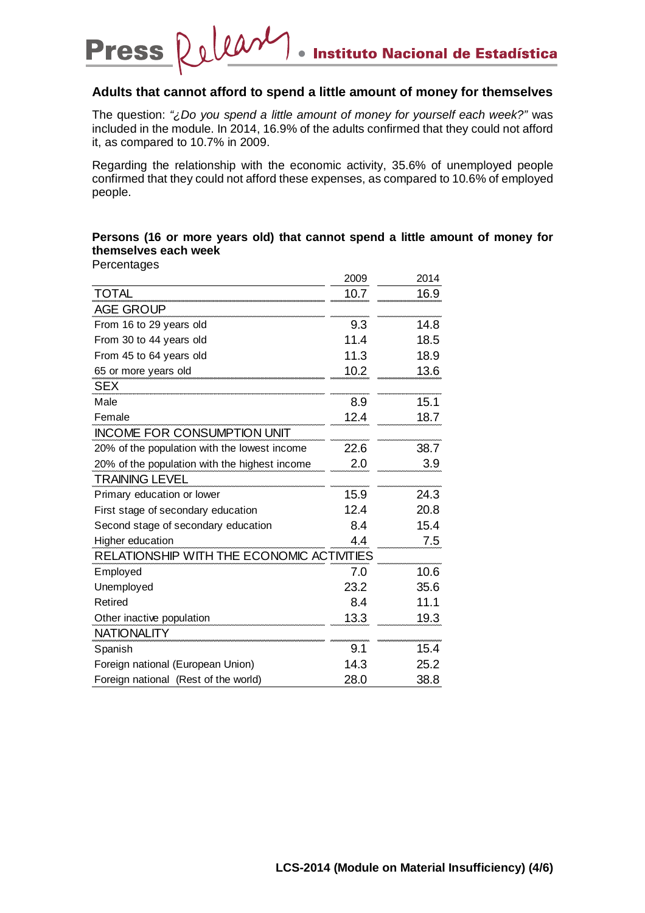## Adults that cannot afford to spend a little amount of money for themselves

The question: *"¿Do you spend a little amount of money for yourself each week?"* was included in the module. In 2014, 16.9% of the adults confirmed that they could not afford it, as compared to 10.7% in 2009.

Regarding the relationship with the economic activity, 35.6% of unemployed people confirmed that they could not afford these expenses, as compared to 10.6% of employed people.

**Persons (16 or more years old) that cannot spend a little amount of money for themselves each week**

Percentages

| | 2009 | 2014 |
|---|---|---|
| TOTAL | 10.7 | 16.9 |
| AGE GROUP | | |
| From 16 to 29 years old | 9.3 | 14.8 |
| From 30 to 44 years old | 11.4 | 18.5 |
| From 45 to 64 years old | 11.3 | 18.9 |
| 65 or more years old | 10.2 | 13.6 |
| SEX | | |
| Male | 8.9 | 15.1 |
| Female | 12.4 | 18.7 |
| INCOME FOR CONSUMPTION UNIT | | |
| 20% of the population with the lowest income | 22.6 | 38.7 |
| 20% of the population with the highest income | 2.0 | 3.9 |
| TRAINING LEVEL | | |
| Primary education or lower | 15.9 | 24.3 |
| First stage of secondary education | 12.4 | 20.8 |
| Second stage of secondary education | 8.4 | 15.4 |
| Higher education | 4.4 | 7.5 |
| RELATIONSHIP WITH THE ECONOMIC ACTIVITIES | | |
| Employed | 7.0 | 10.6 |
| Unemployed | 23.2 | 35.6 |
| Retired | 8.4 | 11.1 |
| Other inactive population | 13.3 | 19.3 |
| NATIONALITY | | |
| Spanish | 9.1 | 15.4 |
| Foreign national (European Union) | 14.3 | 25.2 |
| Foreign national (Rest of the world) | 28.0 | 38.8 |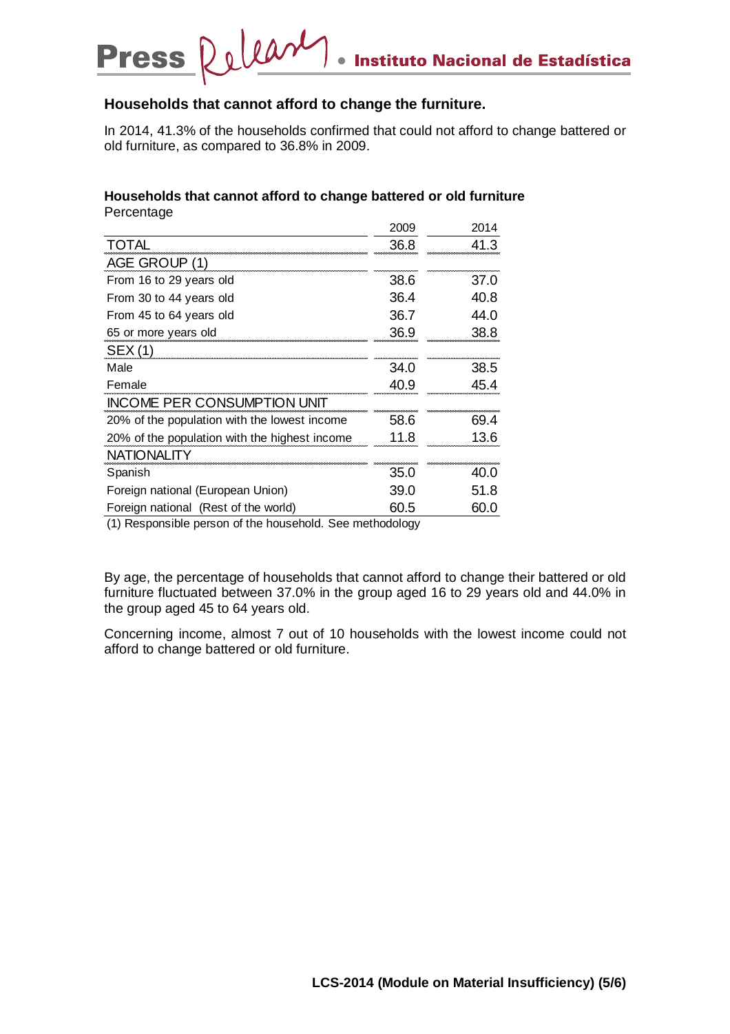## Households that cannot afford to change the furniture.

In 2014, 41.3% of the households confirmed that could not afford to change battered or old furniture, as compared to 36.8% in 2009.

**Households that cannot afford to change battered or old furniture**
Percentage

| | 2009 | 2014 |
|---|---|---|
| TOTAL | 36.8 | 41.3 |
| AGE GROUP (1) | | |
| From 16 to 29 years old | 38.6 | 37.0 |
| From 30 to 44 years old | 36.4 | 40.8 |
| From 45 to 64 years old | 36.7 | 44.0 |
| 65 or more years old | 36.9 | 38.8 |
| SEX (1) | | |
| Male | 34.0 | 38.5 |
| Female | 40.9 | 45.4 |
| INCOME PER CONSUMPTION UNIT | | |
| 20% of the population with the lowest income | 58.6 | 69.4 |
| 20% of the population with the highest income | 11.8 | 13.6 |
| NATIONALITY | | |
| Spanish | 35.0 | 40.0 |
| Foreign national (European Union) | 39.0 | 51.8 |
| Foreign national (Rest of the world) | 60.5 | 60.0 |

(1) Responsible person of the household. See methodology

By age, the percentage of households that cannot afford to change their battered or old furniture fluctuated between 37.0% in the group aged 16 to 29 years old and 44.0% in the group aged 45 to 64 years old.

Concerning income, almost 7 out of 10 households with the lowest income could not afford to change battered or old furniture.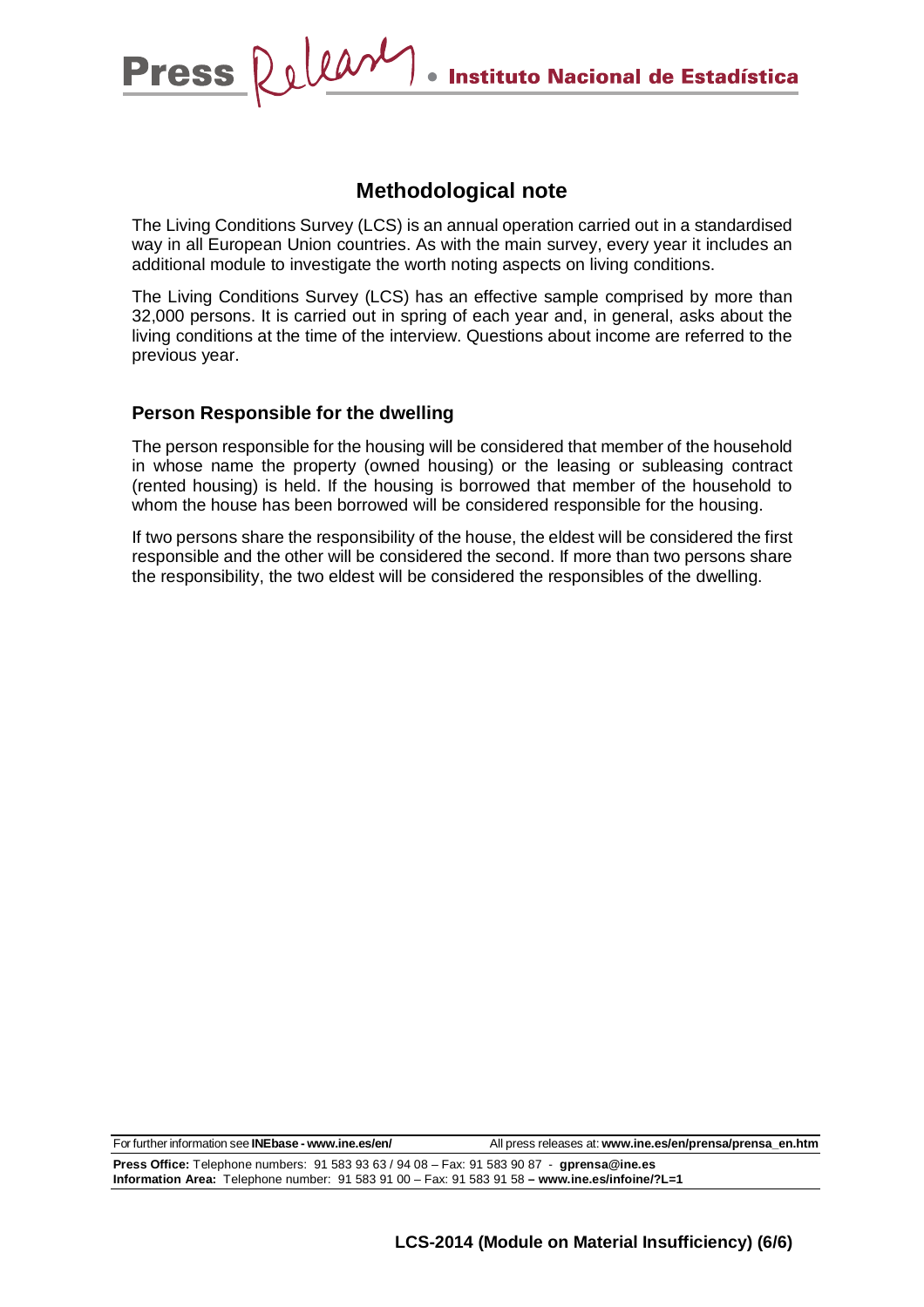## Methodological note

The Living Conditions Survey (LCS) is an annual operation carried out in a standardised way in all European Union countries. As with the main survey, every year it includes an additional module to investigate the worth noting aspects on living conditions.

The Living Conditions Survey (LCS) has an effective sample comprised by more than 32,000 persons. It is carried out in spring of each year and, in general, asks about the living conditions at the time of the interview. Questions about income are referred to the previous year.

### Person Responsible for the dwelling

The person responsible for the housing will be considered that member of the household in whose name the property (owned housing) or the leasing or subleasing contract (rented housing) is held. If the housing is borrowed that member of the household to whom the house has been borrowed will be considered responsible for the housing.

If two persons share the responsibility of the house, the eldest will be considered the first responsible and the other will be considered the second. If more than two persons share the responsibility, the two eldest will be considered the responsibles of the dwelling.